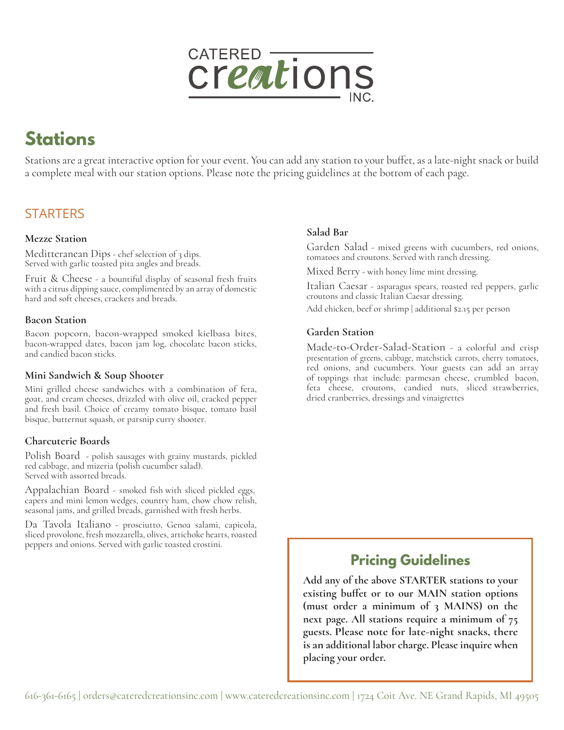CATERED creations INC.

# Stations

Stations are a great interactive option for your event. You can add any station to your buffet, as a late-night snack or build a complete meal with our station options. Please note the pricing guidelines at the bottom of each page.

## STARTERS

### Mezze Station

Mediterranean Dips - chef selection of 3 dips. Served with garlic toasted pita angles and breads.

Fruit & Cheese - a bountiful display of seasonal fresh fruits with a citrus dipping sauce, complimented by an array of domestic hard and soft cheeses, crackers and breads.

### Bacon Station

Bacon popcorn, bacon-wrapped smoked kielbasa bites, bacon-wrapped dates, bacon jam log, chocolate bacon sticks, and candied bacon sticks.

### Mini Sandwich & Soup Shooter

Mini grilled cheese sandwiches with a combination of feta, goat, and cream cheeses, drizzled with olive oil, cracked pepper and fresh basil. Choice of creamy tomato bisque, tomato basil bisque, butternut squash, or parsnip curry shooter.

### Charcuterie Boards

Polish Board - polish sausages with grainy mustards, pickled red cabbage, and mizeria (polish cucumber salad). Served with assorted breads.

Appalachian Board - smoked fish with sliced pickled eggs, capers and mini lemon wedges, country ham, chow chow relish, seasonal jams, and grilled breads, garnished with fresh herbs.

Da Tavola Italiano - prosciutto, Genoa salami, capicola, sliced provolone, fresh mozzarella, olives, artichoke hearts, roasted peppers and onions. Served with garlic toasted crostini.

### Salad Bar

Garden Salad - mixed greens with cucumbers, red onions, tomatoes and croutons. Served with ranch dressing.

Mixed Berry - with honey lime mint dressing.

Italian Caesar - asparagus spears, roasted red peppers, garlic croutons and classic Italian Caesar dressing.

Add chicken, beef or shrimp | additional $2.15 per person

### Garden Station

Made-to-Order-Salad-Station - a colorful and crisp presentation of greens, cabbage, matchstick carrots, cherry tomatoes, red onions, and cucumbers. Your guests can add an array of toppings that include: parmesan cheese, crumbled bacon, feta cheese, croutons, candied nuts, sliced strawberries, dried cranberries, dressings and vinaigrettes

## Pricing Guidelines

**Add any of the above STARTER stations to your existing buffet or to our MAIN station options (must order a minimum of 3 MAINS) on the next page. All stations require a minimum of 75 guests. Please note for late-night snacks, there is an additional labor charge. Please inquire when placing your order.**

616-361-6165 | orders@cateredcreationsinc.com | www.cateredcreationsinc.com | 1724 Coit Ave. NE Grand Rapids, MI 49505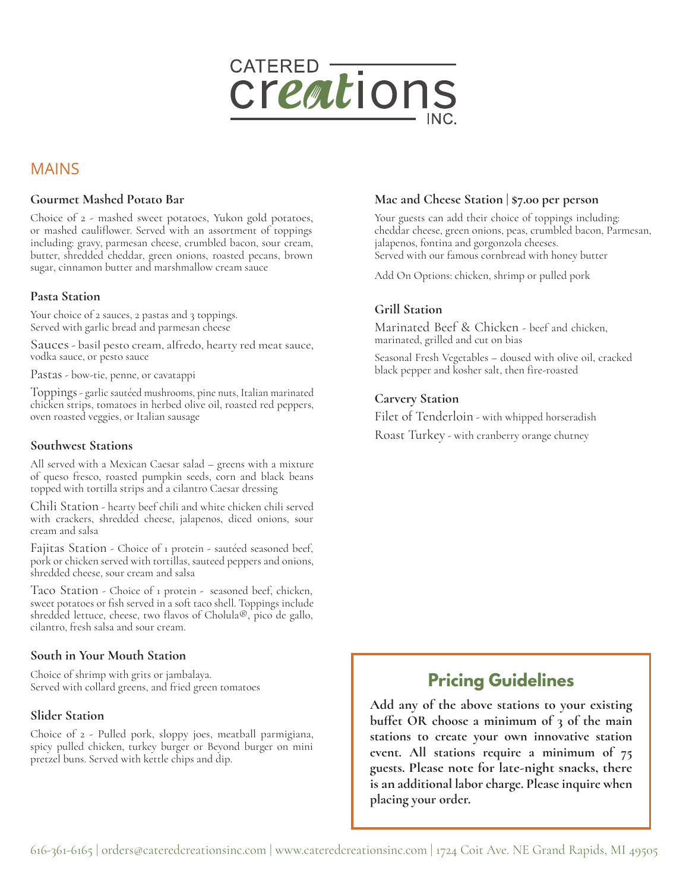CATERED creations INC.

## MAINS

### Gourmet Mashed Potato Bar

Choice of 2 - mashed sweet potatoes, Yukon gold potatoes, or mashed cauliflower. Served with an assortment of toppings including: gravy, parmesan cheese, crumbled bacon, sour cream, butter, shredded cheddar, green onions, roasted pecans, brown sugar, cinnamon butter and marshmallow cream sauce

### Pasta Station

Your choice of 2 sauces, 2 pastas and 3 toppings.
Served with garlic bread and parmesan cheese

Sauces - basil pesto cream, alfredo, hearty red meat sauce, vodka sauce, or pesto sauce

Pastas - bow-tie, penne, or cavatappi

Toppings - garlic sautéed mushrooms, pine nuts, Italian marinated chicken strips, tomatoes in herbed olive oil, roasted red peppers, oven roasted veggies, or Italian sausage

### Southwest Stations

All served with a Mexican Caesar salad – greens with a mixture of queso fresco, roasted pumpkin seeds, corn and black beans topped with tortilla strips and a cilantro Caesar dressing

Chili Station - hearty beef chili and white chicken chili served with crackers, shredded cheese, jalapenos, diced onions, sour cream and salsa

Fajitas Station - Choice of 1 protein - sautéed seasoned beef, pork or chicken served with tortillas, sauteed peppers and onions, shredded cheese, sour cream and salsa

Taco Station - Choice of 1 protein - seasoned beef, chicken, sweet potatoes or fish served in a soft taco shell. Toppings include shredded lettuce, cheese, two flavos of Cholula®, pico de gallo, cilantro, fresh salsa and sour cream.

### South in Your Mouth Station

Choice of shrimp with grits or jambalaya.
Served with collard greens, and fried green tomatoes

### Slider Station

Choice of 2 - Pulled pork, sloppy joes, meatball parmigiana, spicy pulled chicken, turkey burger or Beyond burger on mini pretzel buns. Served with kettle chips and dip.

### Mac and Cheese Station | $7.00 per person

Your guests can add their choice of toppings including: cheddar cheese, green onions, peas, crumbled bacon, Parmesan, jalapenos, fontina and gorgonzola cheeses.
Served with our famous cornbread with honey butter

Add On Options: chicken, shrimp or pulled pork

### Grill Station

Marinated Beef & Chicken - beef and chicken, marinated, grilled and cut on bias

Seasonal Fresh Vegetables – doused with olive oil, cracked black pepper and kosher salt, then fire-roasted

### Carvery Station

Filet of Tenderloin - with whipped horseradish

Roast Turkey - with cranberry orange chutney

## Pricing Guidelines

**Add any of the above stations to your existing buffet OR choose a minimum of 3 of the main stations to create your own innovative station event. All stations require a minimum of 75 guests. Please note for late-night snacks, there is an additional labor charge. Please inquire when placing your order.**

616-361-6165 | orders@cateredcreationsinc.com | www.cateredcreationsinc.com | 1724 Coit Ave. NE Grand Rapids, MI 49505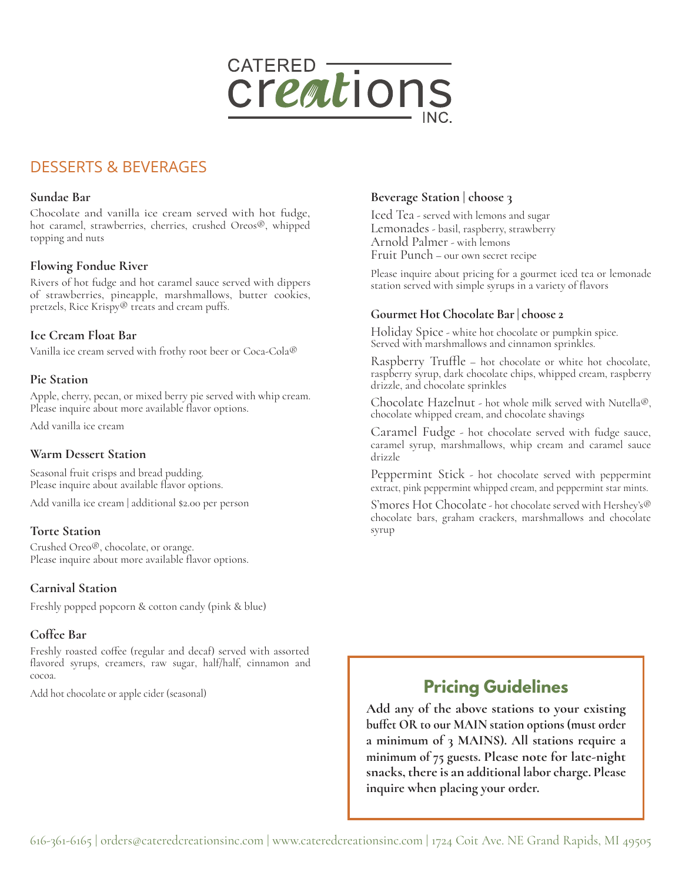# CATERED creations INC.

## DESSERTS & BEVERAGES

### Sundae Bar

Chocolate and vanilla ice cream served with hot fudge, hot caramel, strawberries, cherries, crushed Oreos®, whipped topping and nuts

### Flowing Fondue River

Rivers of hot fudge and hot caramel sauce served with dippers of strawberries, pineapple, marshmallows, butter cookies, pretzels, Rice Krispy® treats and cream puffs.

### Ice Cream Float Bar

Vanilla ice cream served with frothy root beer or Coca-Cola®

### Pie Station

Apple, cherry, pecan, or mixed berry pie served with whip cream. Please inquire about more available flavor options.

Add vanilla ice cream

### Warm Dessert Station

Seasonal fruit crisps and bread pudding.
Please inquire about available flavor options.

Add vanilla ice cream | additional $2.00 per person

### Torte Station

Crushed Oreo®, chocolate, or orange.
Please inquire about more available flavor options.

### Carnival Station

Freshly popped popcorn & cotton candy (pink & blue)

### Coffee Bar

Freshly roasted coffee (regular and decaf) served with assorted flavored syrups, creamers, raw sugar, half/half, cinnamon and cocoa.

Add hot chocolate or apple cider (seasonal)

### Beverage Station | choose 3

Iced Tea - served with lemons and sugar
Lemonades - basil, raspberry, strawberry
Arnold Palmer - with lemons
Fruit Punch – our own secret recipe

Please inquire about pricing for a gourmet iced tea or lemonade station served with simple syrups in a variety of flavors

### Gourmet Hot Chocolate Bar | choose 2

Holiday Spice - white hot chocolate or pumpkin spice. Served with marshmallows and cinnamon sprinkles.

Raspberry Truffle – hot chocolate or white hot chocolate, raspberry syrup, dark chocolate chips, whipped cream, raspberry drizzle, and chocolate sprinkles

Chocolate Hazelnut - hot whole milk served with Nutella®, chocolate whipped cream, and chocolate shavings

Caramel Fudge - hot chocolate served with fudge sauce, caramel syrup, marshmallows, whip cream and caramel sauce drizzle

Peppermint Stick - hot chocolate served with peppermint extract, pink peppermint whipped cream, and peppermint star mints.

S'mores Hot Chocolate - hot chocolate served with Hershey's® chocolate bars, graham crackers, marshmallows and chocolate syrup

## Pricing Guidelines

**Add any of the above stations to your existing buffet OR to our MAIN station options (must order a minimum of 3 MAINS). All stations require a minimum of 75 guests. Please note for late-night snacks, there is an additional labor charge. Please inquire when placing your order.**

616-361-6165 | orders@cateredcreationsinc.com | www.cateredcreationsinc.com | 1724 Coit Ave. NE Grand Rapids, MI 49505